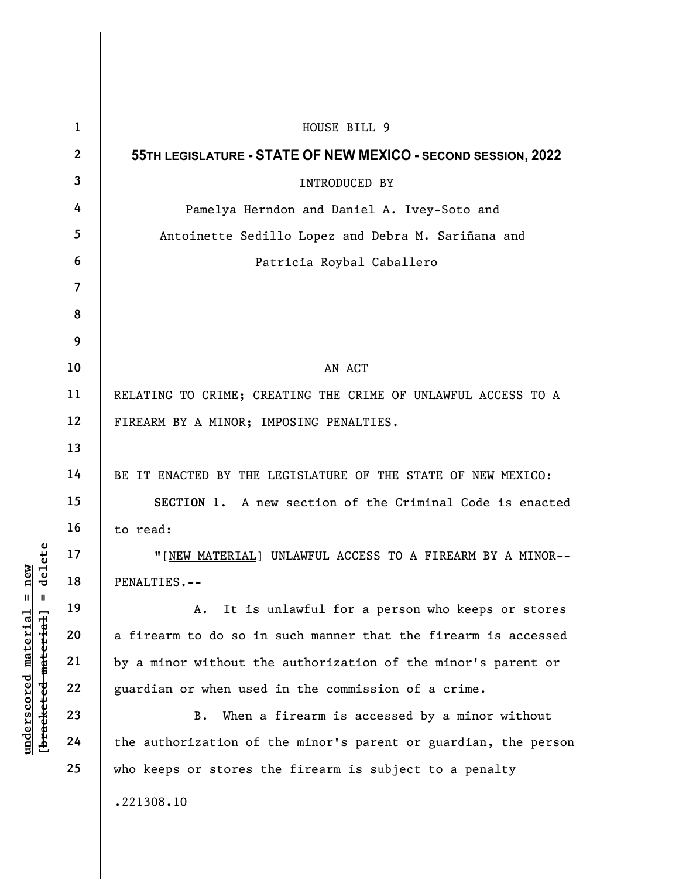HOUSE BILL 9

**55TH LEGISLATURE - STATE OF NEW MEXICO - SECOND SESSION, 2022**

INTRODUCED BY

Pamelya Herndon and Daniel A. Ivey-Soto and
Antoinette Sedillo Lopez and Debra M. Sariñana and
Patricia Roybal Caballero

AN ACT

RELATING TO CRIME; CREATING THE CRIME OF UNLAWFUL ACCESS TO A FIREARM BY A MINOR; IMPOSING PENALTIES.

BE IT ENACTED BY THE LEGISLATURE OF THE STATE OF NEW MEXICO:

**SECTION 1.** A new section of the Criminal Code is enacted to read:

"[NEW MATERIAL] UNLAWFUL ACCESS TO A FIREARM BY A MINOR--PENALTIES.--

A. It is unlawful for a person who keeps or stores a firearm to do so in such manner that the firearm is accessed by a minor without the authorization of the minor's parent or guardian or when used in the commission of a crime.

B. When a firearm is accessed by a minor without the authorization of the minor's parent or guardian, the person who keeps or stores the firearm is subject to a penalty

.221308.10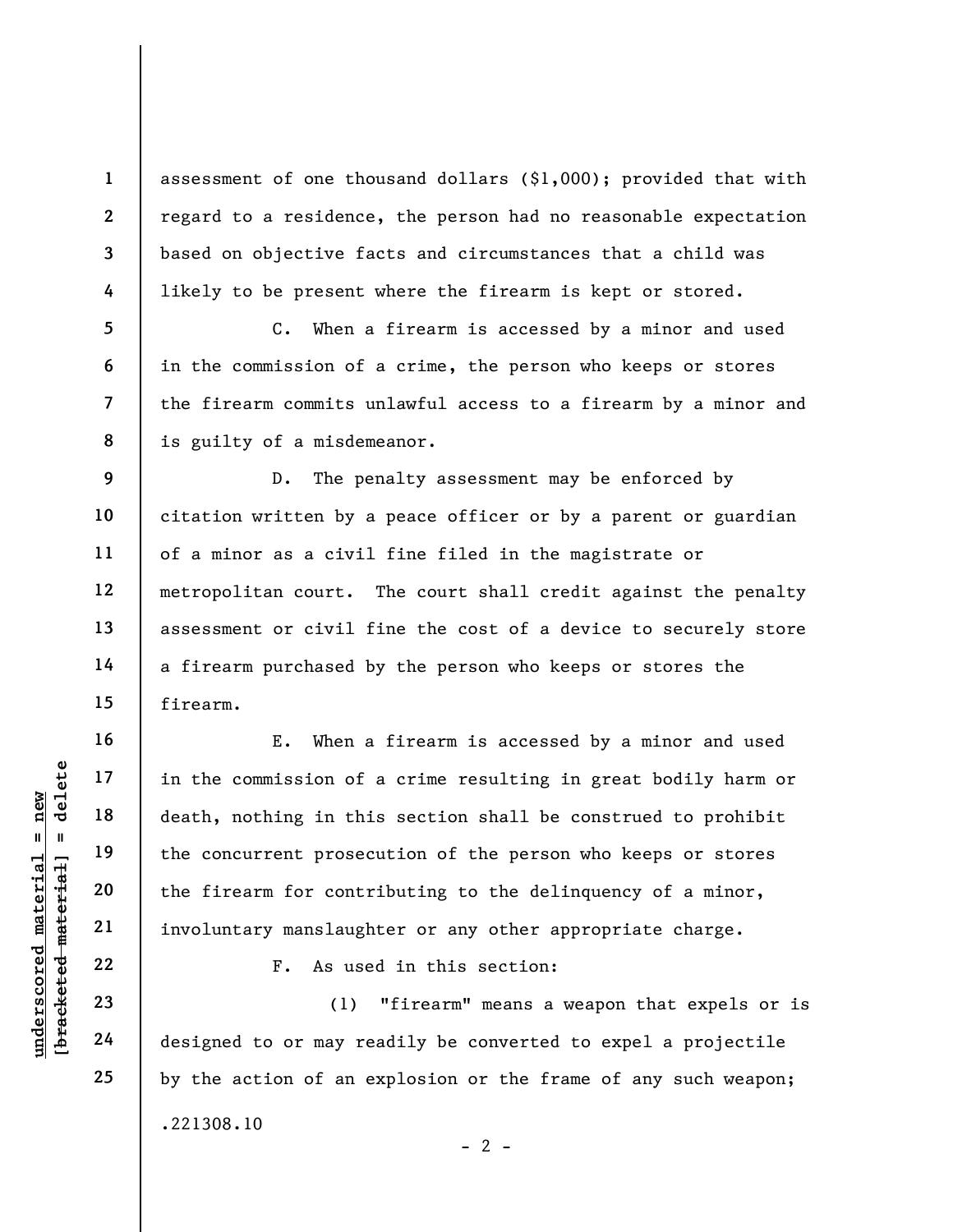assessment of one thousand dollars ($1,000); provided that with regard to a residence, the person had no reasonable expectation based on objective facts and circumstances that a child was likely to be present where the firearm is kept or stored.

C. When a firearm is accessed by a minor and used in the commission of a crime, the person who keeps or stores the firearm commits unlawful access to a firearm by a minor and is guilty of a misdemeanor.

D. The penalty assessment may be enforced by citation written by a peace officer or by a parent or guardian of a minor as a civil fine filed in the magistrate or metropolitan court. The court shall credit against the penalty assessment or civil fine the cost of a device to securely store a firearm purchased by the person who keeps or stores the firearm.

E. When a firearm is accessed by a minor and used in the commission of a crime resulting in great bodily harm or death, nothing in this section shall be construed to prohibit the concurrent prosecution of the person who keeps or stores the firearm for contributing to the delinquency of a minor, involuntary manslaughter or any other appropriate charge.

F. As used in this section:

(1) "firearm" means a weapon that expels or is designed to or may readily be converted to expel a projectile by the action of an explosion or the frame of any such weapon;

.221308.10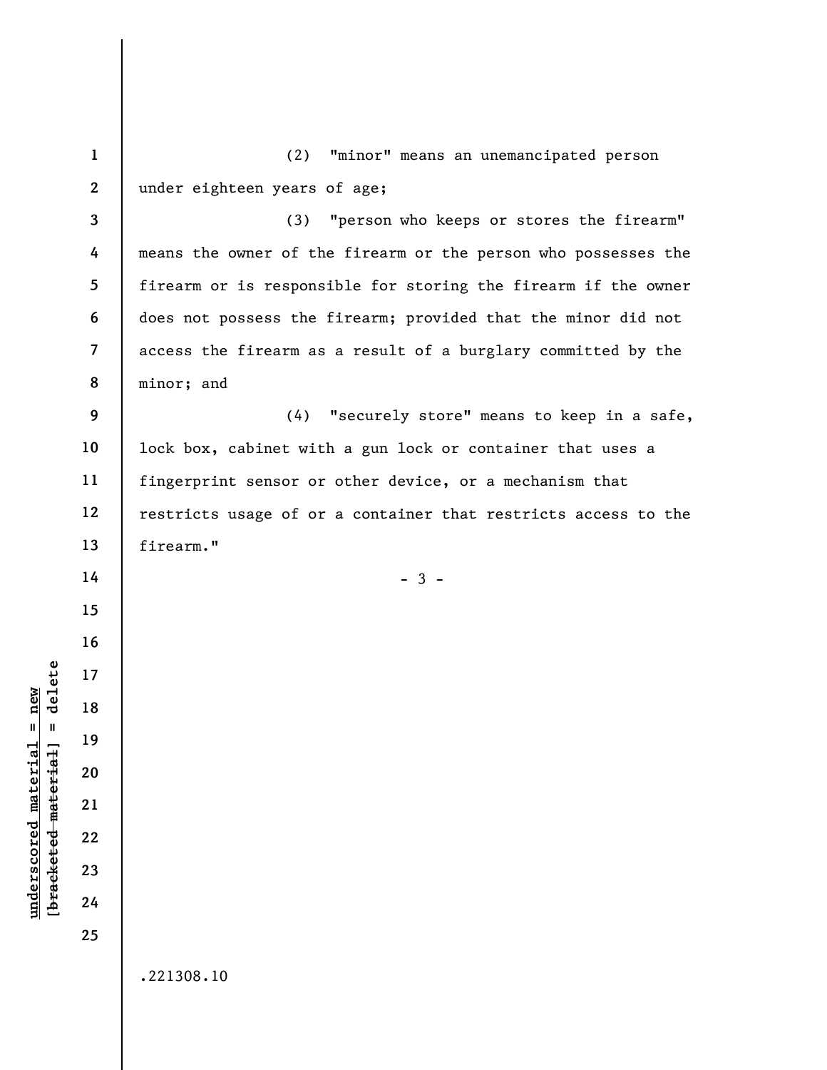(2) "minor" means an unemancipated person under eighteen years of age;

(3) "person who keeps or stores the firearm" means the owner of the firearm or the person who possesses the firearm or is responsible for storing the firearm if the owner does not possess the firearm; provided that the minor did not access the firearm as a result of a burglary committed by the minor; and

(4) "securely store" means to keep in a safe, lock box, cabinet with a gun lock or container that uses a fingerprint sensor or other device, or a mechanism that restricts usage of or a container that restricts access to the firearm."

.221308.10